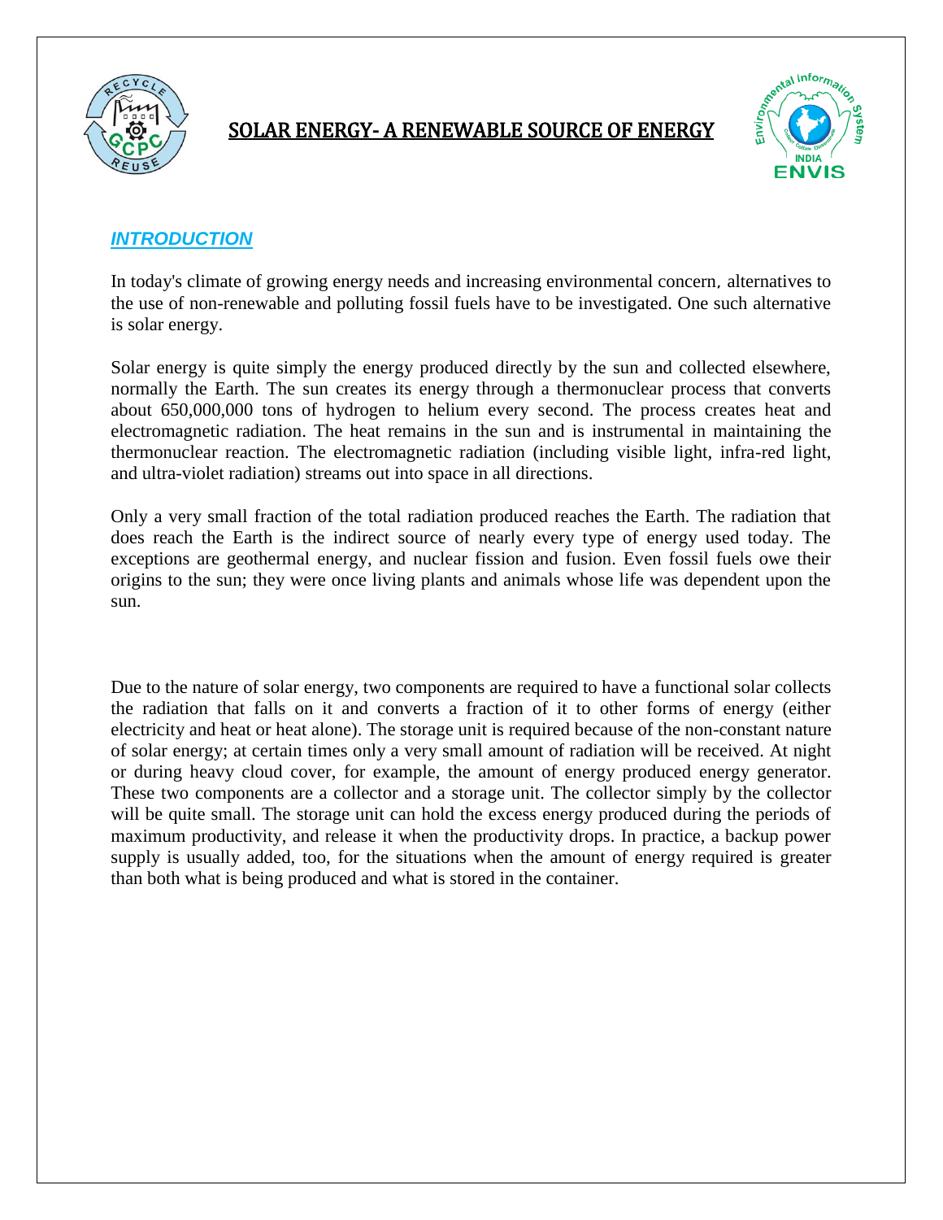# SOLAR ENERGY- A RENEWABLE SOURCE OF ENERGY

## *INTRODUCTION*

In today's climate of growing energy needs and increasing environmental concern, alternatives to the use of non-renewable and polluting fossil fuels have to be investigated. One such alternative is solar energy.

Solar energy is quite simply the energy produced directly by the sun and collected elsewhere, normally the Earth. The sun creates its energy through a thermonuclear process that converts about 650,000,000 tons of hydrogen to helium every second. The process creates heat and electromagnetic radiation. The heat remains in the sun and is instrumental in maintaining the thermonuclear reaction. The electromagnetic radiation (including visible light, infra-red light, and ultra-violet radiation) streams out into space in all directions.

Only a very small fraction of the total radiation produced reaches the Earth. The radiation that does reach the Earth is the indirect source of nearly every type of energy used today. The exceptions are geothermal energy, and nuclear fission and fusion. Even fossil fuels owe their origins to the sun; they were once living plants and animals whose life was dependent upon the sun.

Due to the nature of solar energy, two components are required to have a functional solar collects the radiation that falls on it and converts a fraction of it to other forms of energy (either electricity and heat or heat alone). The storage unit is required because of the non-constant nature of solar energy; at certain times only a very small amount of radiation will be received. At night or during heavy cloud cover, for example, the amount of energy produced energy generator. These two components are a collector and a storage unit. The collector simply by the collector will be quite small. The storage unit can hold the excess energy produced during the periods of maximum productivity, and release it when the productivity drops. In practice, a backup power supply is usually added, too, for the situations when the amount of energy required is greater than both what is being produced and what is stored in the container.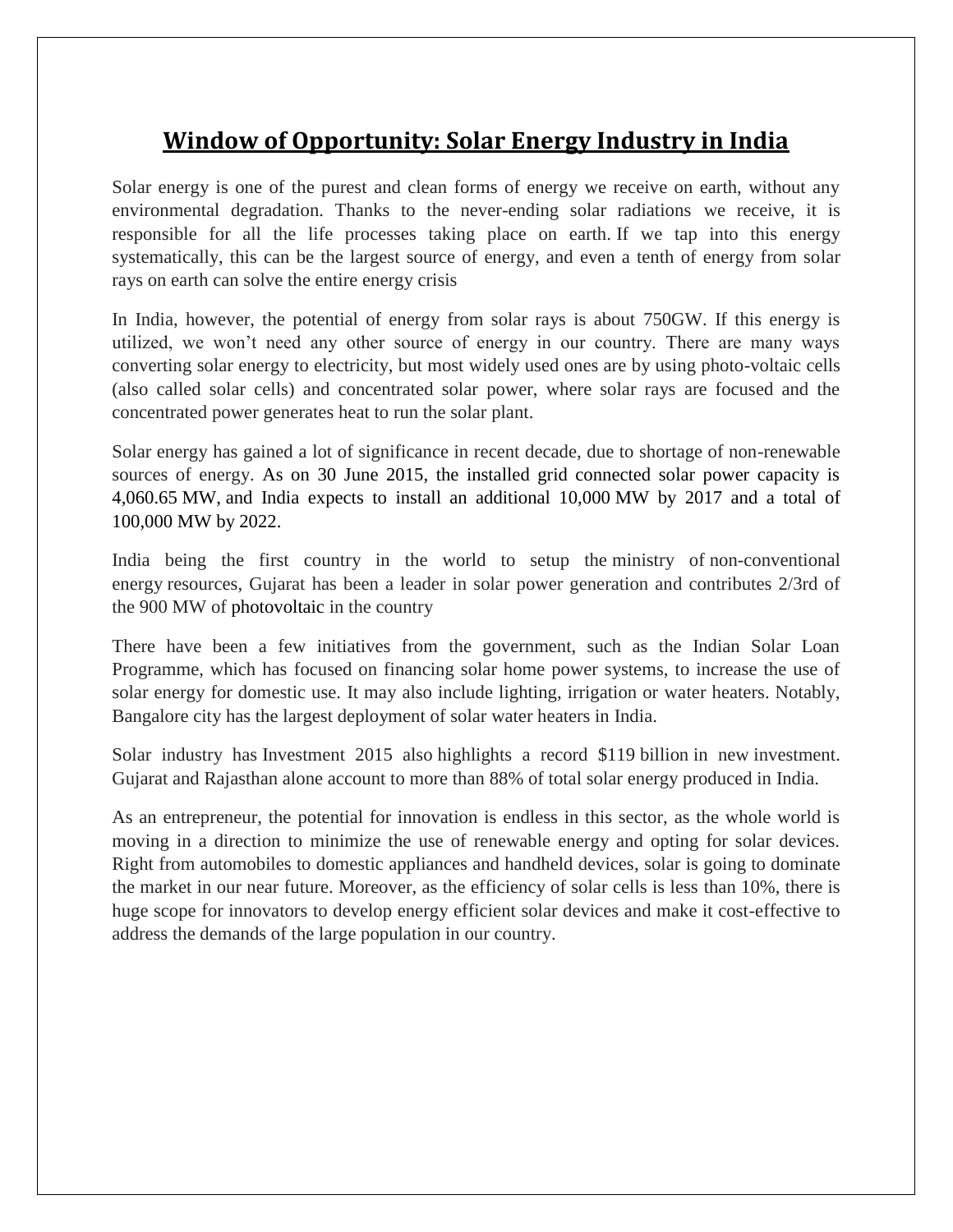# Window of Opportunity: Solar Energy Industry in India

Solar energy is one of the purest and clean forms of energy we receive on earth, without any environmental degradation. Thanks to the never-ending solar radiations we receive, it is responsible for all the life processes taking place on earth. If we tap into this energy systematically, this can be the largest source of energy, and even a tenth of energy from solar rays on earth can solve the entire energy crisis

In India, however, the potential of energy from solar rays is about 750GW. If this energy is utilized, we won't need any other source of energy in our country. There are many ways converting solar energy to electricity, but most widely used ones are by using photo-voltaic cells (also called solar cells) and concentrated solar power, where solar rays are focused and the concentrated power generates heat to run the solar plant.

Solar energy has gained a lot of significance in recent decade, due to shortage of non-renewable sources of energy. As on 30 June 2015, the installed grid connected solar power capacity is 4,060.65 MW, and India expects to install an additional 10,000 MW by 2017 and a total of 100,000 MW by 2022.

India being the first country in the world to setup the ministry of non-conventional energy resources, Gujarat has been a leader in solar power generation and contributes 2/3rd of the 900 MW of photovoltaic in the country

There have been a few initiatives from the government, such as the Indian Solar Loan Programme, which has focused on financing solar home power systems, to increase the use of solar energy for domestic use. It may also include lighting, irrigation or water heaters. Notably, Bangalore city has the largest deployment of solar water heaters in India.

Solar industry has Investment 2015 also highlights a record $119 billion in new investment. Gujarat and Rajasthan alone account to more than 88% of total solar energy produced in India.

As an entrepreneur, the potential for innovation is endless in this sector, as the whole world is moving in a direction to minimize the use of renewable energy and opting for solar devices. Right from automobiles to domestic appliances and handheld devices, solar is going to dominate the market in our near future. Moreover, as the efficiency of solar cells is less than 10%, there is huge scope for innovators to develop energy efficient solar devices and make it cost-effective to address the demands of the large population in our country.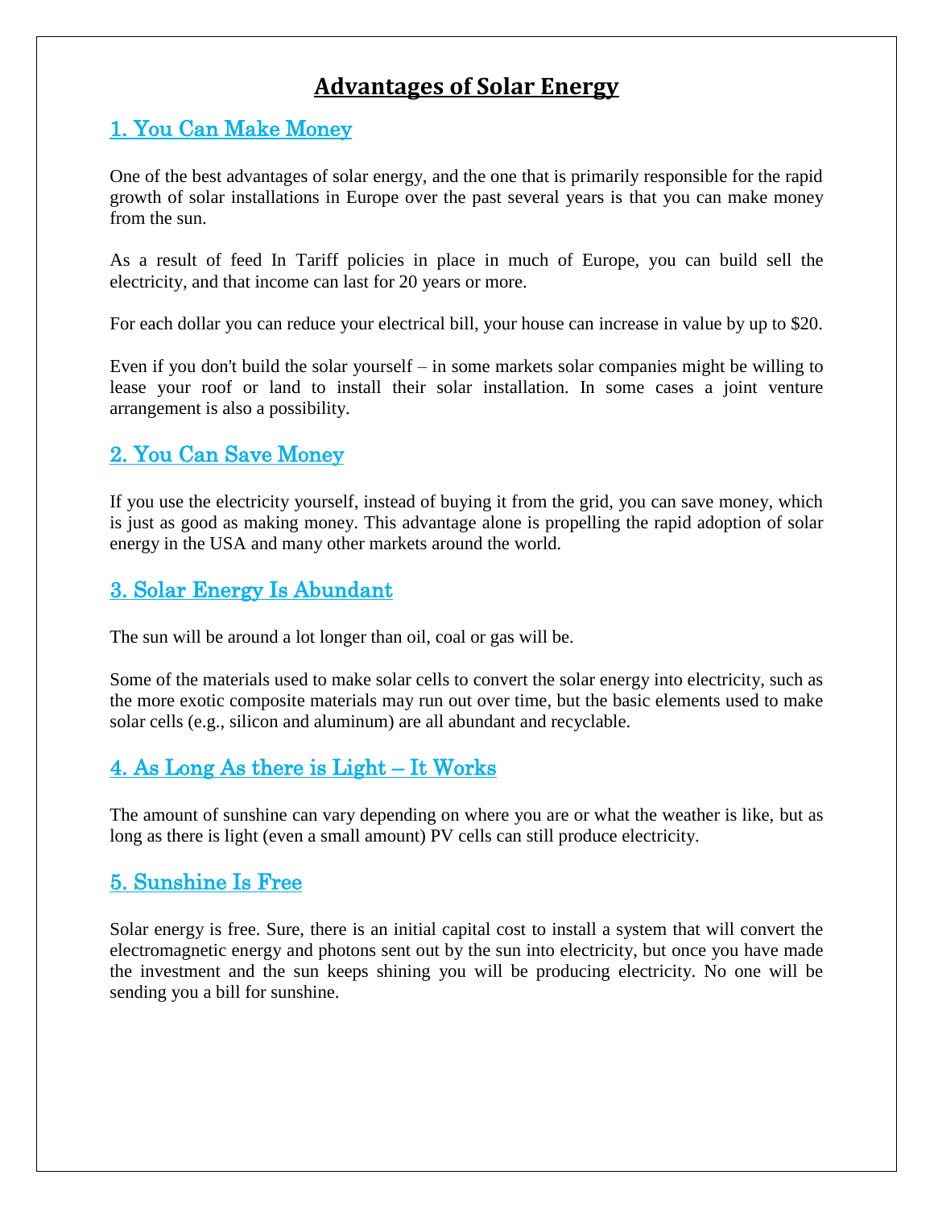# Advantages of Solar Energy

## 1. You Can Make Money

One of the best advantages of solar energy, and the one that is primarily responsible for the rapid growth of solar installations in Europe over the past several years is that you can make money from the sun.

As a result of feed In Tariff policies in place in much of Europe, you can build sell the electricity, and that income can last for 20 years or more.

For each dollar you can reduce your electrical bill, your house can increase in value by up to $20.

Even if you don't build the solar yourself – in some markets solar companies might be willing to lease your roof or land to install their solar installation. In some cases a joint venture arrangement is also a possibility.

## 2. You Can Save Money

If you use the electricity yourself, instead of buying it from the grid, you can save money, which is just as good as making money. This advantage alone is propelling the rapid adoption of solar energy in the USA and many other markets around the world.

## 3. Solar Energy Is Abundant

The sun will be around a lot longer than oil, coal or gas will be.

Some of the materials used to make solar cells to convert the solar energy into electricity, such as the more exotic composite materials may run out over time, but the basic elements used to make solar cells (e.g., silicon and aluminum) are all abundant and recyclable.

## 4. As Long As there is Light – It Works

The amount of sunshine can vary depending on where you are or what the weather is like, but as long as there is light (even a small amount) PV cells can still produce electricity.

## 5. Sunshine Is Free

Solar energy is free. Sure, there is an initial capital cost to install a system that will convert the electromagnetic energy and photons sent out by the sun into electricity, but once you have made the investment and the sun keeps shining you will be producing electricity. No one will be sending you a bill for sunshine.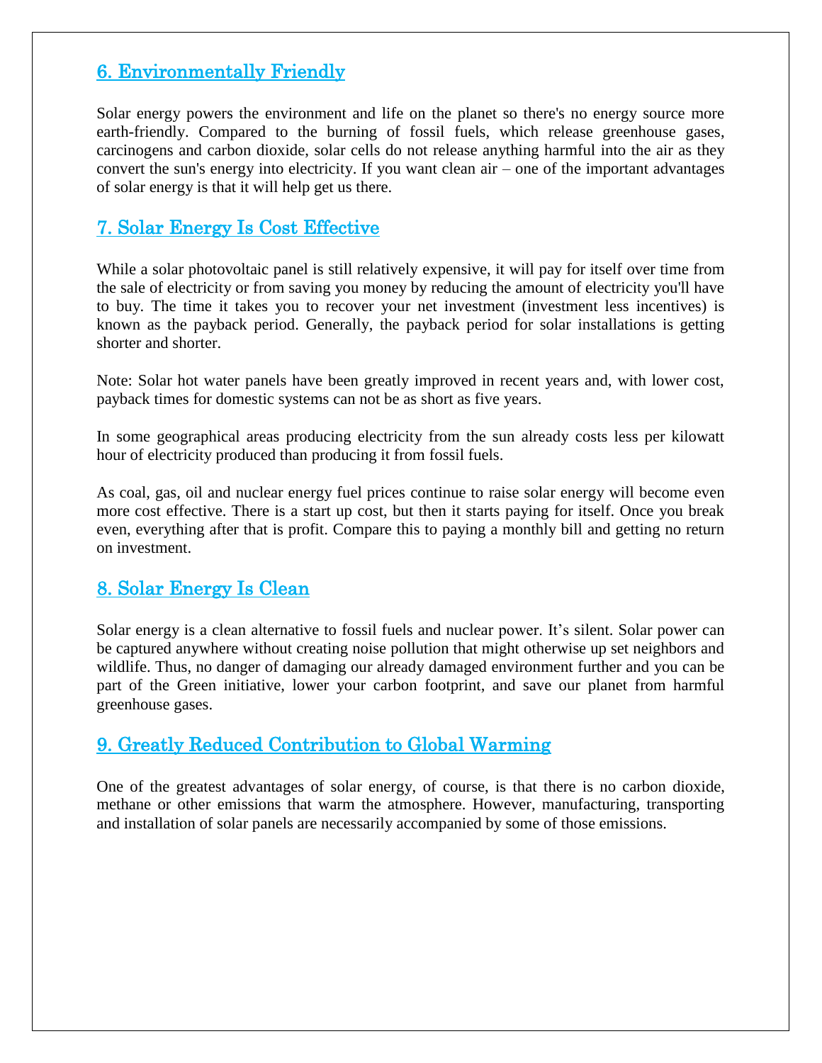## 6. Environmentally Friendly

Solar energy powers the environment and life on the planet so there's no energy source more earth-friendly. Compared to the burning of fossil fuels, which release greenhouse gases, carcinogens and carbon dioxide, solar cells do not release anything harmful into the air as they convert the sun's energy into electricity. If you want clean air – one of the important advantages of solar energy is that it will help get us there.

## 7. Solar Energy Is Cost Effective

While a solar photovoltaic panel is still relatively expensive, it will pay for itself over time from the sale of electricity or from saving you money by reducing the amount of electricity you'll have to buy. The time it takes you to recover your net investment (investment less incentives) is known as the payback period. Generally, the payback period for solar installations is getting shorter and shorter.

Note: Solar hot water panels have been greatly improved in recent years and, with lower cost, payback times for domestic systems can not be as short as five years.

In some geographical areas producing electricity from the sun already costs less per kilowatt hour of electricity produced than producing it from fossil fuels.

As coal, gas, oil and nuclear energy fuel prices continue to raise solar energy will become even more cost effective. There is a start up cost, but then it starts paying for itself. Once you break even, everything after that is profit. Compare this to paying a monthly bill and getting no return on investment.

## 8. Solar Energy Is Clean

Solar energy is a clean alternative to fossil fuels and nuclear power. It's silent. Solar power can be captured anywhere without creating noise pollution that might otherwise up set neighbors and wildlife. Thus, no danger of damaging our already damaged environment further and you can be part of the Green initiative, lower your carbon footprint, and save our planet from harmful greenhouse gases.

## 9. Greatly Reduced Contribution to Global Warming

One of the greatest advantages of solar energy, of course, is that there is no carbon dioxide, methane or other emissions that warm the atmosphere. However, manufacturing, transporting and installation of solar panels are necessarily accompanied by some of those emissions.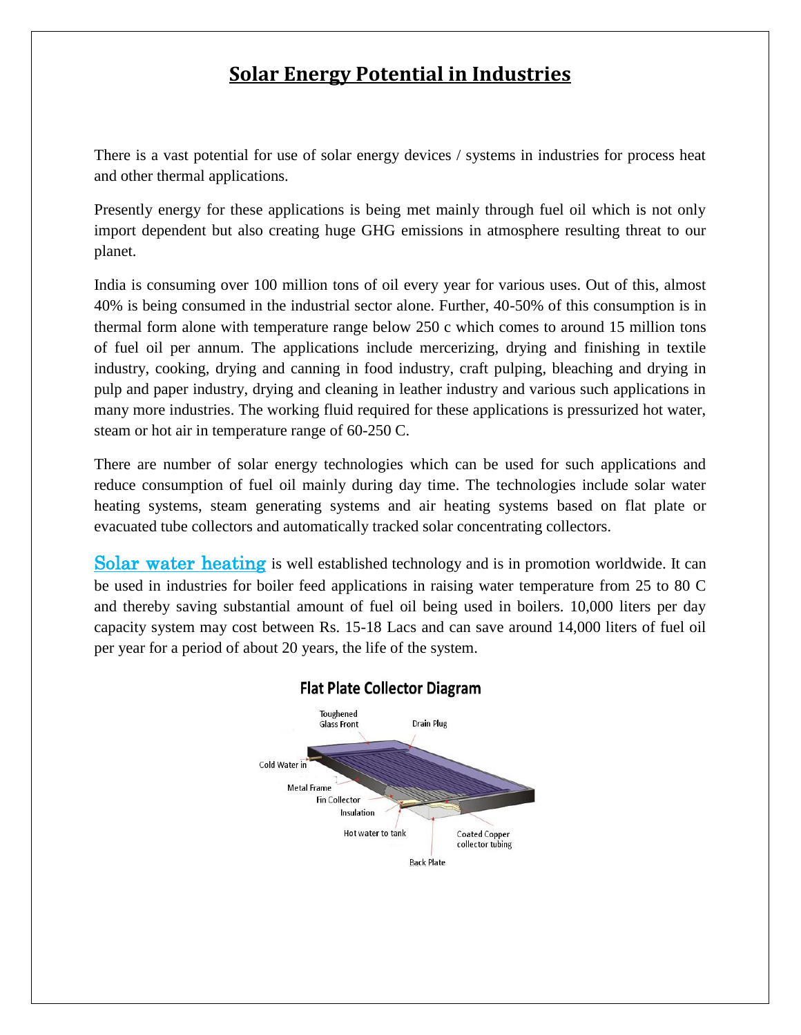# Solar Energy Potential in Industries

There is a vast potential for use of solar energy devices / systems in industries for process heat and other thermal applications.

Presently energy for these applications is being met mainly through fuel oil which is not only import dependent but also creating huge GHG emissions in atmosphere resulting threat to our planet.

India is consuming over 100 million tons of oil every year for various uses. Out of this, almost 40% is being consumed in the industrial sector alone. Further, 40-50% of this consumption is in thermal form alone with temperature range below 250 c which comes to around 15 million tons of fuel oil per annum. The applications include mercerizing, drying and finishing in textile industry, cooking, drying and canning in food industry, craft pulping, bleaching and drying in pulp and paper industry, drying and cleaning in leather industry and various such applications in many more industries. The working fluid required for these applications is pressurized hot water, steam or hot air in temperature range of 60-250 C.

There are number of solar energy technologies which can be used for such applications and reduce consumption of fuel oil mainly during day time. The technologies include solar water heating systems, steam generating systems and air heating systems based on flat plate or evacuated tube collectors and automatically tracked solar concentrating collectors.

Solar water heating is well established technology and is in promotion worldwide. It can be used in industries for boiler feed applications in raising water temperature from 25 to 80 C and thereby saving substantial amount of fuel oil being used in boilers. 10,000 liters per day capacity system may cost between Rs. 15-18 Lacs and can save around 14,000 liters of fuel oil per year for a period of about 20 years, the life of the system.

**Flat Plate Collector Diagram**

Toughened Glass Front, Drain Plug, Cold Water in, Metal Frame, Fin Collector, Insulation, Hot water to tank, Coated Copper collector tubing, Back Plate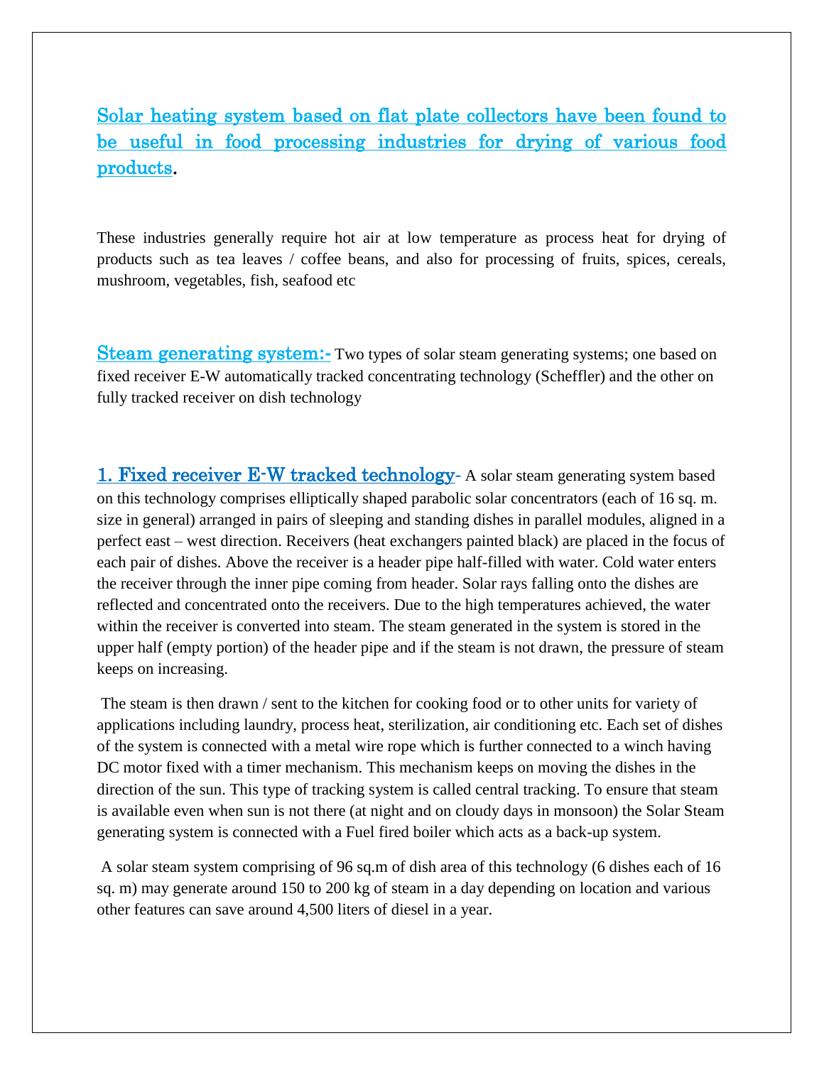## Solar heating system based on flat plate collectors have been found to be useful in food processing industries for drying of various food products.

These industries generally require hot air at low temperature as process heat for drying of products such as tea leaves / coffee beans, and also for processing of fruits, spices, cereals, mushroom, vegetables, fish, seafood etc

**Steam generating system:-** Two types of solar steam generating systems; one based on fixed receiver E-W automatically tracked concentrating technology (Scheffler) and the other on fully tracked receiver on dish technology

**1. Fixed receiver E-W tracked technology-** A solar steam generating system based on this technology comprises elliptically shaped parabolic solar concentrators (each of 16 sq. m. size in general) arranged in pairs of sleeping and standing dishes in parallel modules, aligned in a perfect east – west direction. Receivers (heat exchangers painted black) are placed in the focus of each pair of dishes. Above the receiver is a header pipe half-filled with water. Cold water enters the receiver through the inner pipe coming from header. Solar rays falling onto the dishes are reflected and concentrated onto the receivers. Due to the high temperatures achieved, the water within the receiver is converted into steam. The steam generated in the system is stored in the upper half (empty portion) of the header pipe and if the steam is not drawn, the pressure of steam keeps on increasing.

The steam is then drawn / sent to the kitchen for cooking food or to other units for variety of applications including laundry, process heat, sterilization, air conditioning etc. Each set of dishes of the system is connected with a metal wire rope which is further connected to a winch having DC motor fixed with a timer mechanism. This mechanism keeps on moving the dishes in the direction of the sun. This type of tracking system is called central tracking. To ensure that steam is available even when sun is not there (at night and on cloudy days in monsoon) the Solar Steam generating system is connected with a Fuel fired boiler which acts as a back-up system.

A solar steam system comprising of 96 sq.m of dish area of this technology (6 dishes each of 16 sq. m) may generate around 150 to 200 kg of steam in a day depending on location and various other features can save around 4,500 liters of diesel in a year.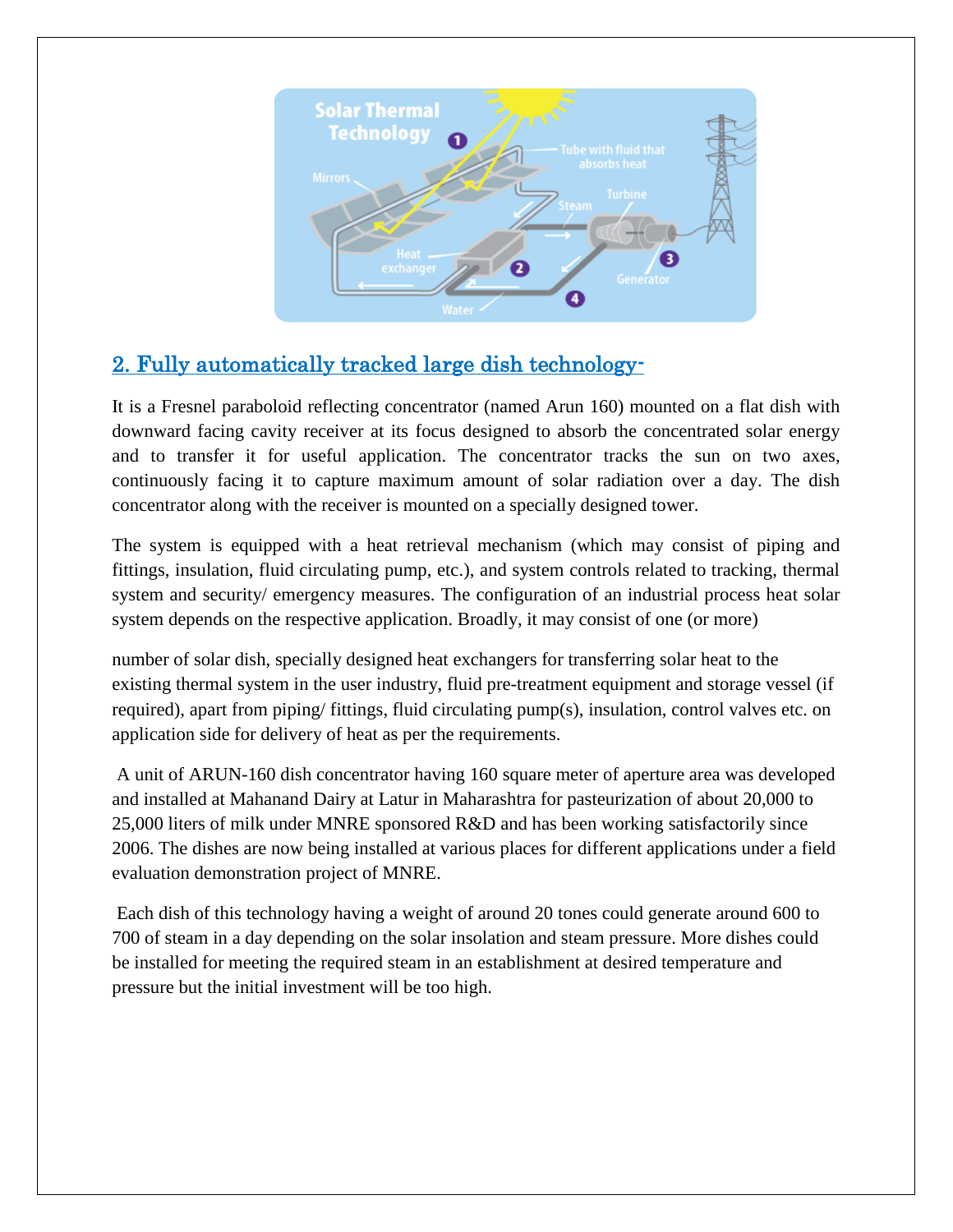## 2. Fully automatically tracked large dish technology-

It is a Fresnel paraboloid reflecting concentrator (named Arun 160) mounted on a flat dish with downward facing cavity receiver at its focus designed to absorb the concentrated solar energy and to transfer it for useful application. The concentrator tracks the sun on two axes, continuously facing it to capture maximum amount of solar radiation over a day. The dish concentrator along with the receiver is mounted on a specially designed tower.

The system is equipped with a heat retrieval mechanism (which may consist of piping and fittings, insulation, fluid circulating pump, etc.), and system controls related to tracking, thermal system and security/ emergency measures. The configuration of an industrial process heat solar system depends on the respective application. Broadly, it may consist of one (or more)

number of solar dish, specially designed heat exchangers for transferring solar heat to the existing thermal system in the user industry, fluid pre-treatment equipment and storage vessel (if required), apart from piping/ fittings, fluid circulating pump(s), insulation, control valves etc. on application side for delivery of heat as per the requirements.

A unit of ARUN-160 dish concentrator having 160 square meter of aperture area was developed and installed at Mahanand Dairy at Latur in Maharashtra for pasteurization of about 20,000 to 25,000 liters of milk under MNRE sponsored R&D and has been working satisfactorily since 2006. The dishes are now being installed at various places for different applications under a field evaluation demonstration project of MNRE.

Each dish of this technology having a weight of around 20 tones could generate around 600 to 700 of steam in a day depending on the solar insolation and steam pressure. More dishes could be installed for meeting the required steam in an establishment at desired temperature and pressure but the initial investment will be too high.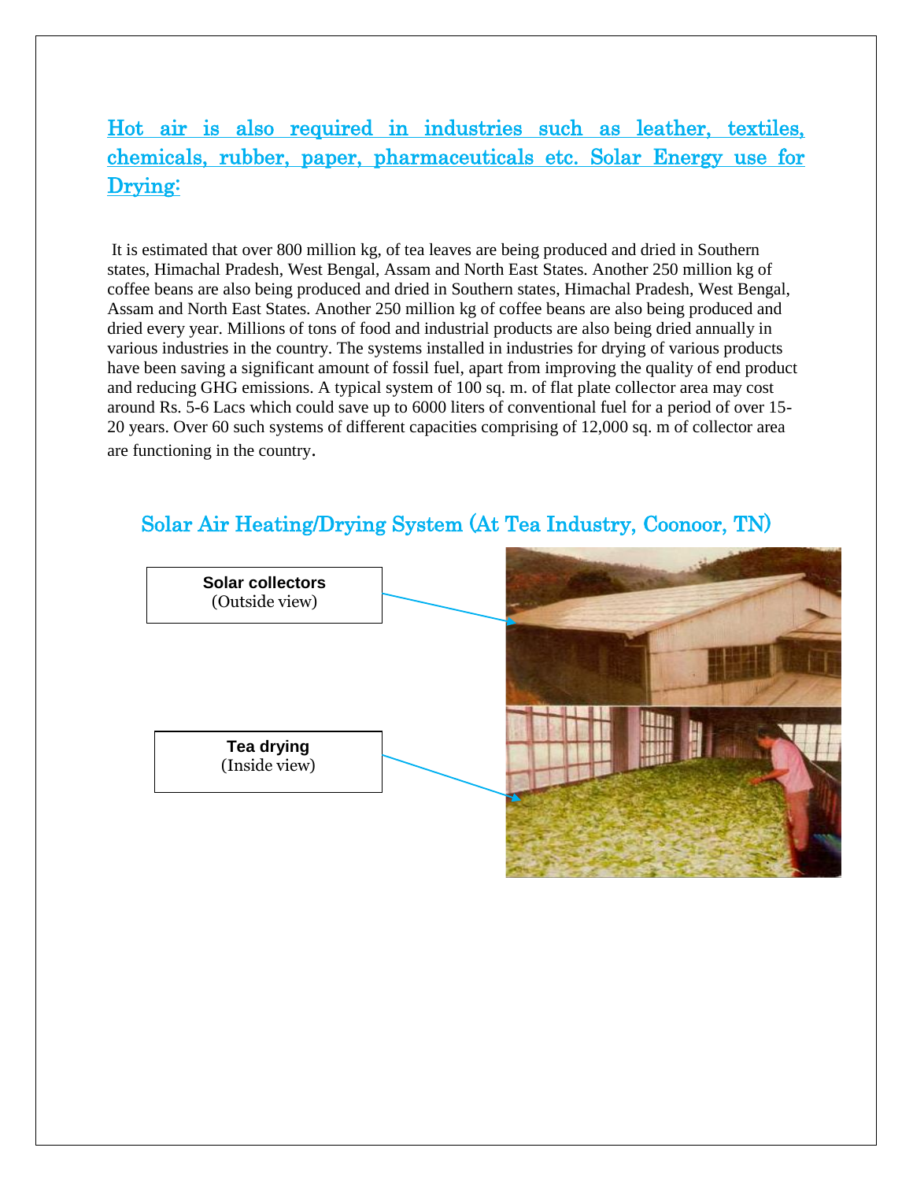## Hot air is also required in industries such as leather, textiles, chemicals, rubber, paper, pharmaceuticals etc. Solar Energy use for Drying:

It is estimated that over 800 million kg, of tea leaves are being produced and dried in Southern states, Himachal Pradesh, West Bengal, Assam and North East States. Another 250 million kg of coffee beans are also being produced and dried in Southern states, Himachal Pradesh, West Bengal, Assam and North East States. Another 250 million kg of coffee beans are also being produced and dried every year. Millions of tons of food and industrial products are also being dried annually in various industries in the country. The systems installed in industries for drying of various products have been saving a significant amount of fossil fuel, apart from improving the quality of end product and reducing GHG emissions. A typical system of 100 sq. m. of flat plate collector area may cost around Rs. 5-6 Lacs which could save up to 6000 liters of conventional fuel for a period of over 15-20 years. Over 60 such systems of different capacities comprising of 12,000 sq. m of collector area are functioning in the country.

### Solar Air Heating/Drying System (At Tea Industry, Coonoor, TN)

**Solar collectors**
(Outside view)

**Tea drying**
(Inside view)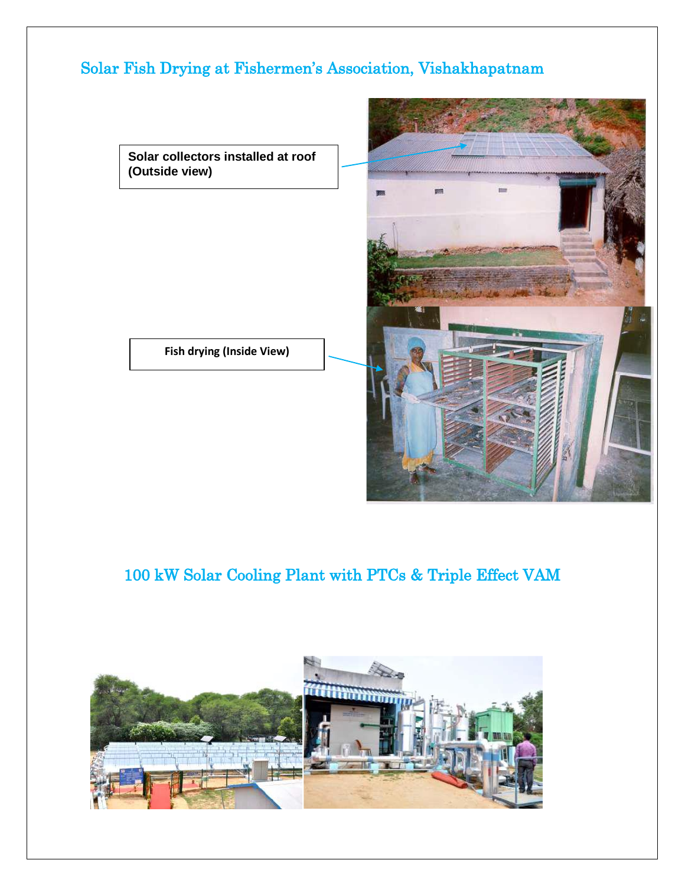## Solar Fish Drying at Fishermen's Association, Vishakhapatnam

**Solar collectors installed at roof (Outside view)**

**Fish drying (Inside View)**

## 100 kW Solar Cooling Plant with PTCs & Triple Effect VAM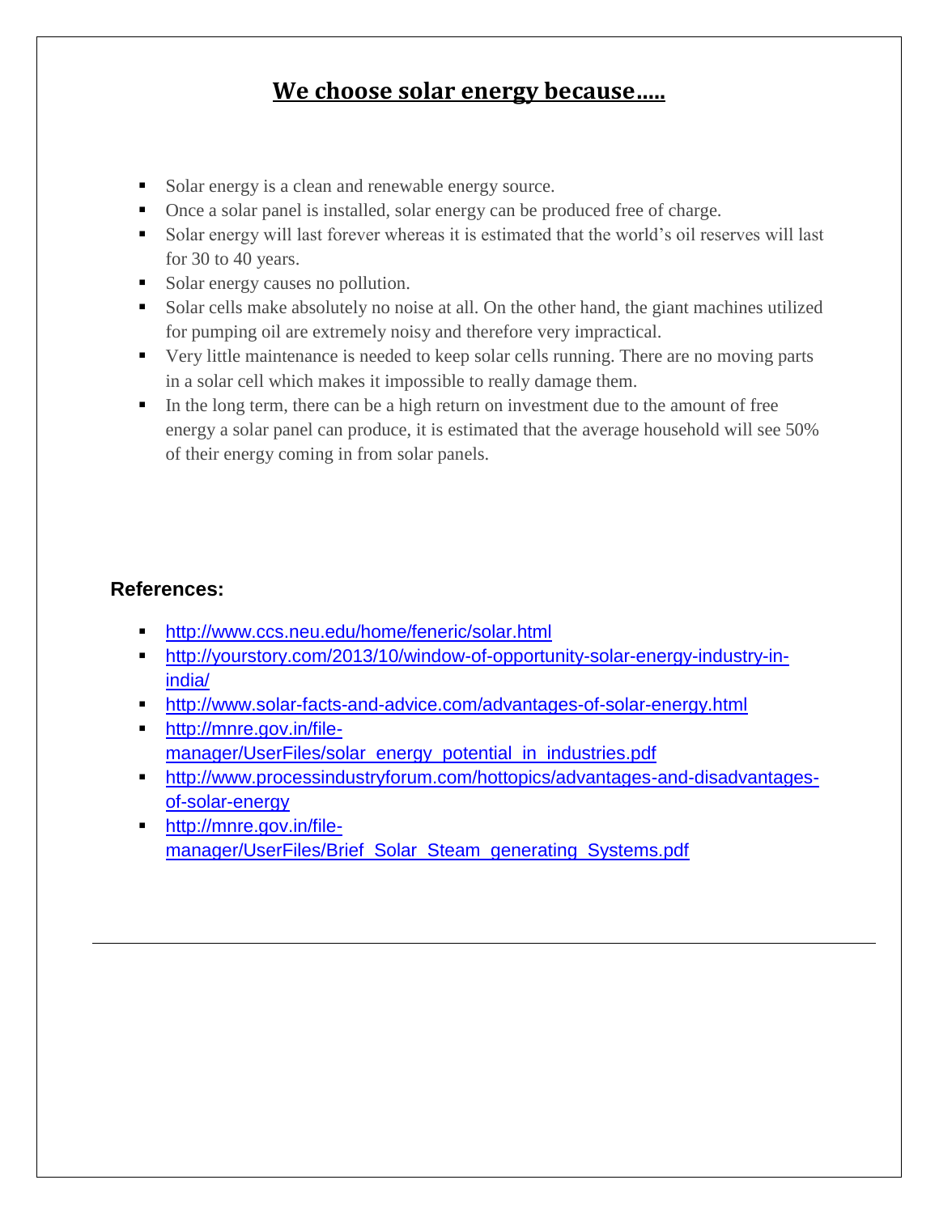## We choose solar energy because…..

- Solar energy is a clean and renewable energy source.
- Once a solar panel is installed, solar energy can be produced free of charge.
- Solar energy will last forever whereas it is estimated that the world's oil reserves will last for 30 to 40 years.
- Solar energy causes no pollution.
- Solar cells make absolutely no noise at all. On the other hand, the giant machines utilized for pumping oil are extremely noisy and therefore very impractical.
- Very little maintenance is needed to keep solar cells running. There are no moving parts in a solar cell which makes it impossible to really damage them.
- In the long term, there can be a high return on investment due to the amount of free energy a solar panel can produce, it is estimated that the average household will see 50% of their energy coming in from solar panels.

**References:**

- http://www.ccs.neu.edu/home/feneric/solar.html
- http://yourstory.com/2013/10/window-of-opportunity-solar-energy-industry-in-india/
- http://www.solar-facts-and-advice.com/advantages-of-solar-energy.html
- http://mnre.gov.in/file-manager/UserFiles/solar_energy_potential_in_industries.pdf
- http://www.processindustryforum.com/hottopics/advantages-and-disadvantages-of-solar-energy
- http://mnre.gov.in/file-manager/UserFiles/Brief_Solar_Steam_generating_Systems.pdf